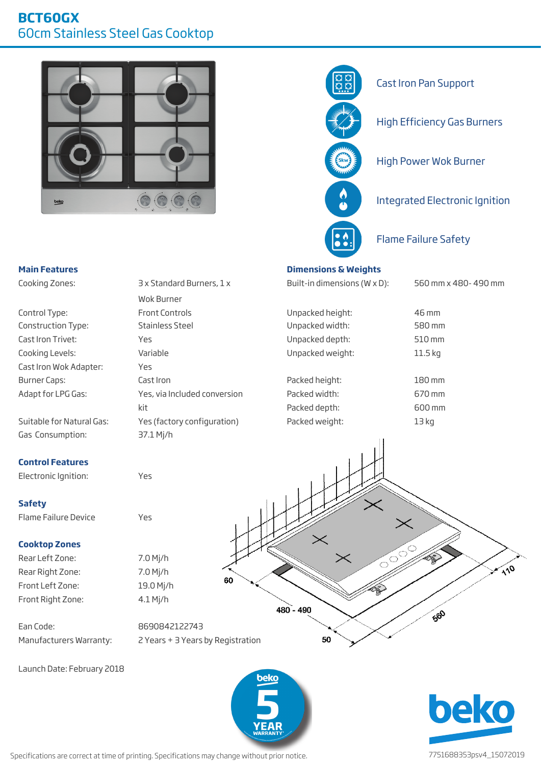# BCT60GX

## 60cm Stainless Steel Gas Cooktop

- Cast Iron Pan Support
- High Efficiency Gas Burners
- High Power Wok Burner
- Integrated Electronic Ignition
- Flame Failure Safety

### Main Features

| | |
|---|---|
| Cooking Zones: | 3 x Standard Burners, 1 x Wok Burner |
| Control Type: | Front Controls |
| Construction Type: | Stainless Steel |
| Cast Iron Trivet: | Yes |
| Cooking Levels: | Variable |
| Cast Iron Wok Adapter: | Yes |
| Burner Caps: | Cast Iron |
| Adapt for LPG Gas: | Yes, via Included conversion kit |
| Suitable for Natural Gas: | Yes (factory configuration) |
| Gas Consumption: | 37.1 Mj/h |

### Control Features

| | |
|---|---|
| Electronic Ignition: | Yes |

### Safety

| | |
|---|---|
| Flame Failure Device | Yes |

### Cooktop Zones

| | |
|---|---|
| Rear Left Zone: | 7.0 Mj/h |
| Rear Right Zone: | 7.0 Mj/h |
| Front Left Zone: | 19.0 Mj/h |
| Front Right Zone: | 4.1 Mj/h |

| | |
|---|---|
| Ean Code: | 8690842122743 |
| Manufacturers Warranty: | 2 Years + 3 Years by Registration |

Launch Date: February 2018

### Dimensions & Weights

| | |
|---|---|
| Built-in dimensions (W x D): | 560 mm x 480- 490 mm |
| Unpacked height: | 46 mm |
| Unpacked width: | 580 mm |
| Unpacked depth: | 510 mm |
| Unpacked weight: | 11.5 kg |
| Packed height: | 180 mm |
| Packed width: | 670 mm |
| Packed depth: | 600 mm |
| Packed weight: | 13 kg |

60, 480 - 490, 50, 110, 560

beko 5 YEAR WARRANTY*

Specifications are correct at time of printing. Specifications may change without prior notice.

7751688353psv4_15072019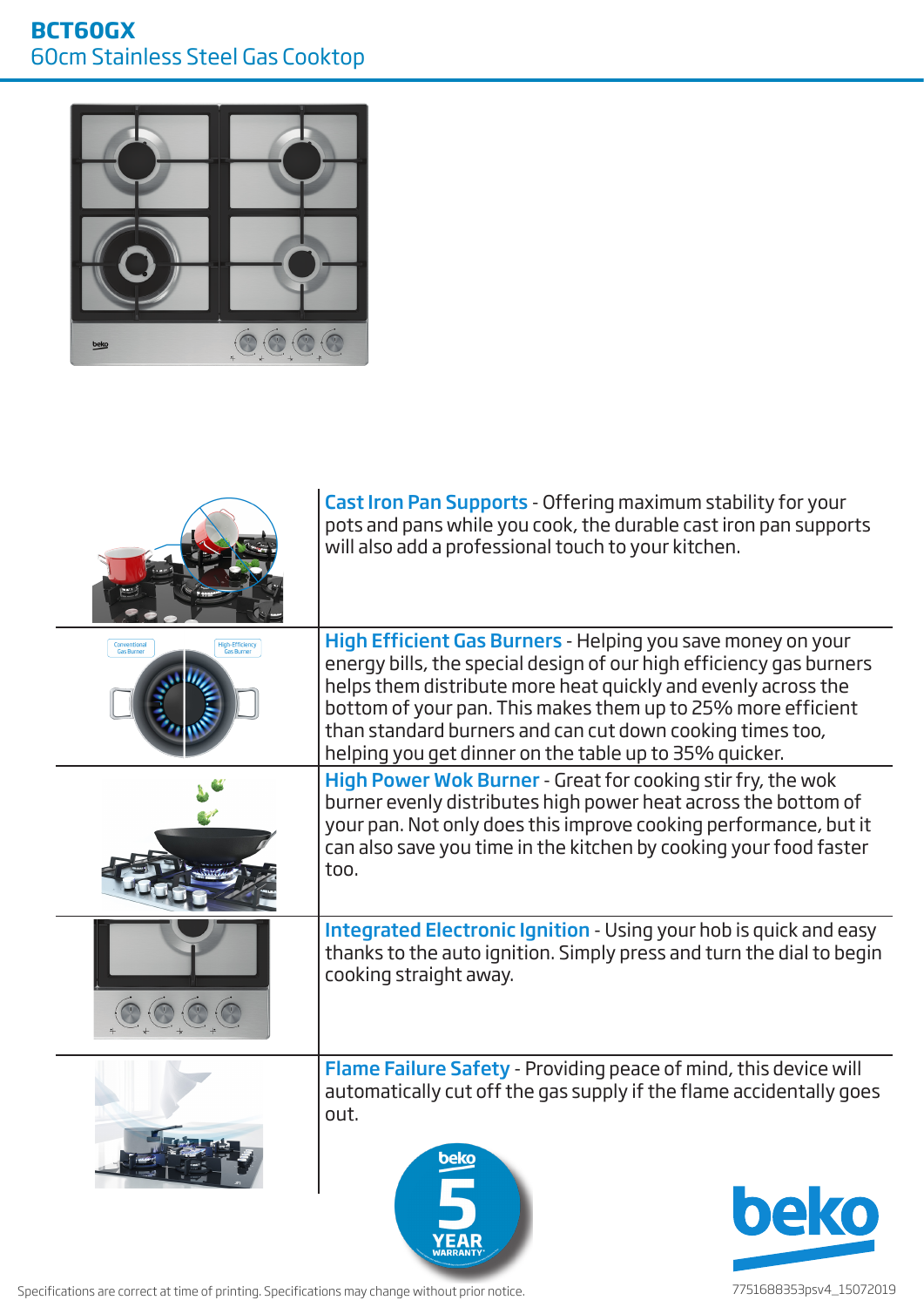# BCT60GX

## 60cm Stainless Steel Gas Cooktop

**Cast Iron Pan Supports** - Offering maximum stability for your pots and pans while you cook, the durable cast iron pan supports will also add a professional touch to your kitchen.

**High Efficient Gas Burners** - Helping you save money on your energy bills, the special design of our high efficiency gas burners helps them distribute more heat quickly and evenly across the bottom of your pan. This makes them up to 25% more efficient than standard burners and can cut down cooking times too, helping you get dinner on the table up to 35% quicker.

**High Power Wok Burner** - Great for cooking stir fry, the wok burner evenly distributes high power heat across the bottom of your pan. Not only does this improve cooking performance, but it can also save you time in the kitchen by cooking your food faster too.

**Integrated Electronic Ignition** - Using your hob is quick and easy thanks to the auto ignition. Simply press and turn the dial to begin cooking straight away.

**Flame Failure Safety** - Providing peace of mind, this device will automatically cut off the gas supply if the flame accidentally goes out.

Specifications are correct at time of printing. Specifications may change without prior notice.

7751688353psv4_15072019